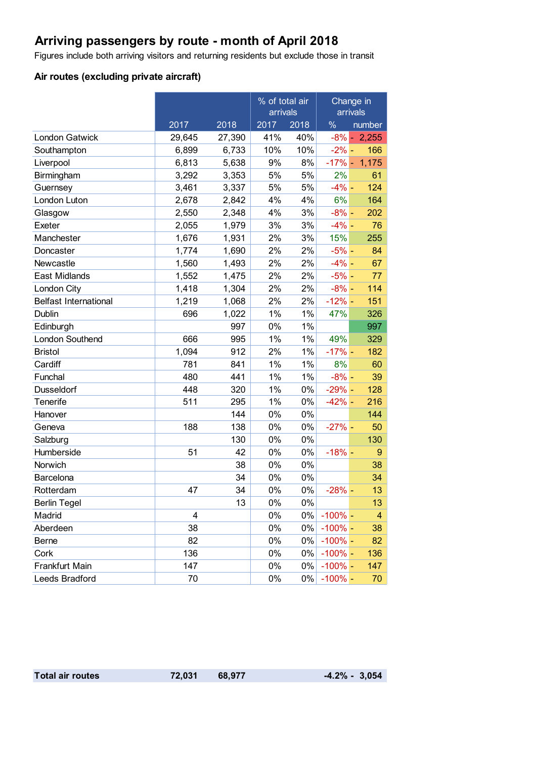# Arriving passengers by route - month of April 2018

Figures include both arriving visitors and returning residents but exclude those in transit

## Air routes (excluding private aircraft)

| | | | % of total air arrivals | | Change in arrivals | |
|---|---|---|---|---|---|---|
| | 2017 | 2018 | 2017 | 2018 | % | number |
| London Gatwick | 29,645 | 27,390 | 41% | 40% | -8% | - 2,255 |
| Southampton | 6,899 | 6,733 | 10% | 10% | -2% | - 166 |
| Liverpool | 6,813 | 5,638 | 9% | 8% | -17% | - 1,175 |
| Birmingham | 3,292 | 3,353 | 5% | 5% | 2% | 61 |
| Guernsey | 3,461 | 3,337 | 5% | 5% | -4% | - 124 |
| London Luton | 2,678 | 2,842 | 4% | 4% | 6% | 164 |
| Glasgow | 2,550 | 2,348 | 4% | 3% | -8% | - 202 |
| Exeter | 2,055 | 1,979 | 3% | 3% | -4% | - 76 |
| Manchester | 1,676 | 1,931 | 2% | 3% | 15% | 255 |
| Doncaster | 1,774 | 1,690 | 2% | 2% | -5% | - 84 |
| Newcastle | 1,560 | 1,493 | 2% | 2% | -4% | - 67 |
| East Midlands | 1,552 | 1,475 | 2% | 2% | -5% | - 77 |
| London City | 1,418 | 1,304 | 2% | 2% | -8% | - 114 |
| Belfast International | 1,219 | 1,068 | 2% | 2% | -12% | - 151 |
| Dublin | 696 | 1,022 | 1% | 1% | 47% | 326 |
| Edinburgh | | 997 | 0% | 1% | | 997 |
| London Southend | 666 | 995 | 1% | 1% | 49% | 329 |
| Bristol | 1,094 | 912 | 2% | 1% | -17% | - 182 |
| Cardiff | 781 | 841 | 1% | 1% | 8% | 60 |
| Funchal | 480 | 441 | 1% | 1% | -8% | - 39 |
| Dusseldorf | 448 | 320 | 1% | 0% | -29% | - 128 |
| Tenerife | 511 | 295 | 1% | 0% | -42% | - 216 |
| Hanover | | 144 | 0% | 0% | | 144 |
| Geneva | 188 | 138 | 0% | 0% | -27% | - 50 |
| Salzburg | | 130 | 0% | 0% | | 130 |
| Humberside | 51 | 42 | 0% | 0% | -18% | - 9 |
| Norwich | | 38 | 0% | 0% | | 38 |
| Barcelona | | 34 | 0% | 0% | | 34 |
| Rotterdam | 47 | 34 | 0% | 0% | -28% | - 13 |
| Berlin Tegel | | 13 | 0% | 0% | | 13 |
| Madrid | 4 | | 0% | 0% | -100% | - 4 |
| Aberdeen | 38 | | 0% | 0% | -100% | - 38 |
| Berne | 82 | | 0% | 0% | -100% | - 82 |
| Cork | 136 | | 0% | 0% | -100% | - 136 |
| Frankfurt Main | 147 | | 0% | 0% | -100% | - 147 |
| Leeds Bradford | 70 | | 0% | 0% | -100% | - 70 |
| **Total air routes** | **72,031** | **68,977** | | | **-4.2%** | **- 3,054** |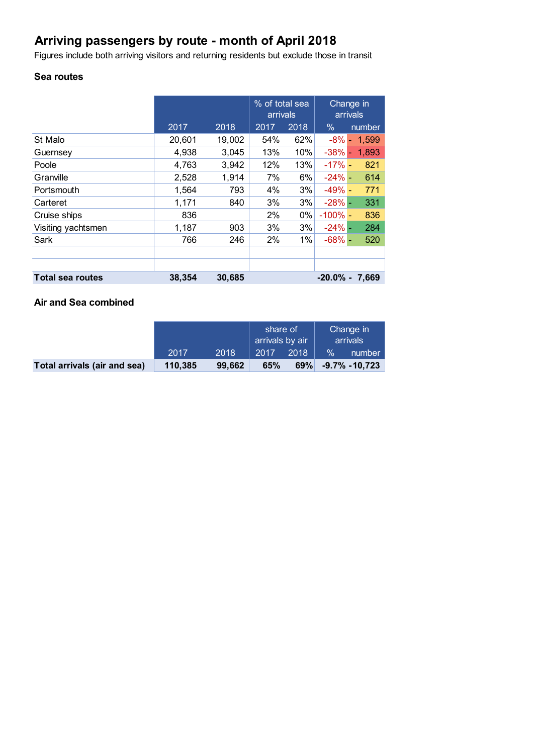# Arriving passengers by route - month of April 2018

Figures include both arriving visitors and returning residents but exclude those in transit

## Sea routes

| | | | % of total sea arrivals | | Change in arrivals | |
|---|---|---|---|---|---|---|
| | 2017 | 2018 | 2017 | 2018 | % | number |
| St Malo | 20,601 | 19,002 | 54% | 62% | -8% | - 1,599 |
| Guernsey | 4,938 | 3,045 | 13% | 10% | -38% | - 1,893 |
| Poole | 4,763 | 3,942 | 12% | 13% | -17% | - 821 |
| Granville | 2,528 | 1,914 | 7% | 6% | -24% | - 614 |
| Portsmouth | 1,564 | 793 | 4% | 3% | -49% | - 771 |
| Carteret | 1,171 | 840 | 3% | 3% | -28% | - 331 |
| Cruise ships | 836 | | 2% | 0% | -100% | - 836 |
| Visiting yachtsmen | 1,187 | 903 | 3% | 3% | -24% | - 284 |
| Sark | 766 | 246 | 2% | 1% | -68% | - 520 |
| | | | | | | |
| | | | | | | |
| **Total sea routes** | **38,354** | **30,685** | | | **-20.0%** | **- 7,669** |

## Air and Sea combined

| | | | share of arrivals by air | | Change in arrivals | |
|---|---|---|---|---|---|---|
| | 2017 | 2018 | 2017 | 2018 | % | number |
| **Total arrivals (air and sea)** | **110,385** | **99,662** | **65%** | **69%** | **-9.7%** | **-10,723** |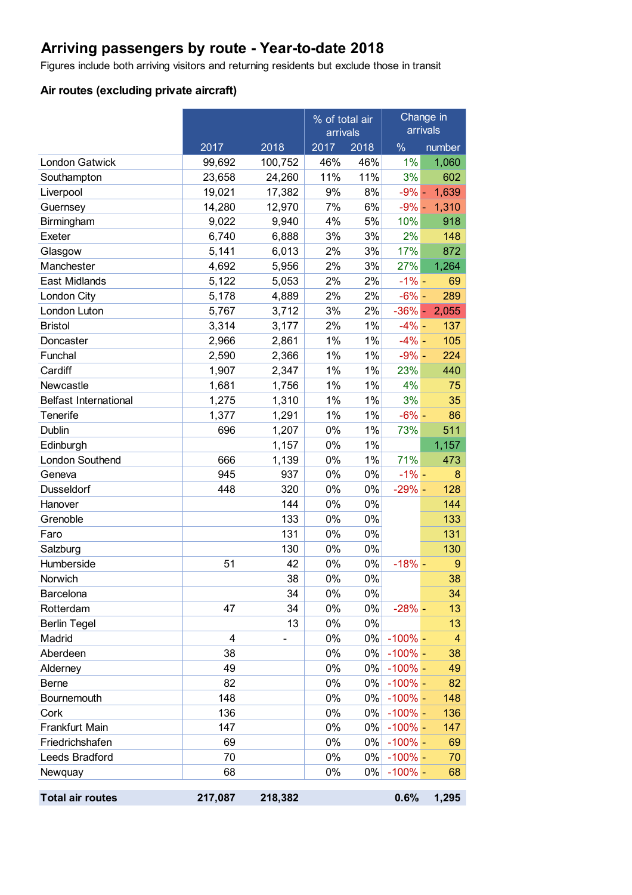# Arriving passengers by route - Year-to-date 2018

Figures include both arriving visitors and returning residents but exclude those in transit

### Air routes (excluding private aircraft)

| | | | % of total air arrivals | | Change in arrivals | |
|---|---|---|---|---|---|---|
| | 2017 | 2018 | 2017 | 2018 | % | number |
| London Gatwick | 99,692 | 100,752 | 46% | 46% | 1% | 1,060 |
| Southampton | 23,658 | 24,260 | 11% | 11% | 3% | 602 |
| Liverpool | 19,021 | 17,382 | 9% | 8% | -9% | - 1,639 |
| Guernsey | 14,280 | 12,970 | 7% | 6% | -9% | - 1,310 |
| Birmingham | 9,022 | 9,940 | 4% | 5% | 10% | 918 |
| Exeter | 6,740 | 6,888 | 3% | 3% | 2% | 148 |
| Glasgow | 5,141 | 6,013 | 2% | 3% | 17% | 872 |
| Manchester | 4,692 | 5,956 | 2% | 3% | 27% | 1,264 |
| East Midlands | 5,122 | 5,053 | 2% | 2% | -1% | - 69 |
| London City | 5,178 | 4,889 | 2% | 2% | -6% | - 289 |
| London Luton | 5,767 | 3,712 | 3% | 2% | -36% | - 2,055 |
| Bristol | 3,314 | 3,177 | 2% | 1% | -4% | - 137 |
| Doncaster | 2,966 | 2,861 | 1% | 1% | -4% | - 105 |
| Funchal | 2,590 | 2,366 | 1% | 1% | -9% | - 224 |
| Cardiff | 1,907 | 2,347 | 1% | 1% | 23% | 440 |
| Newcastle | 1,681 | 1,756 | 1% | 1% | 4% | 75 |
| Belfast International | 1,275 | 1,310 | 1% | 1% | 3% | 35 |
| Tenerife | 1,377 | 1,291 | 1% | 1% | -6% | - 86 |
| Dublin | 696 | 1,207 | 0% | 1% | 73% | 511 |
| Edinburgh | | 1,157 | 0% | 1% | | 1,157 |
| London Southend | 666 | 1,139 | 0% | 1% | 71% | 473 |
| Geneva | 945 | 937 | 0% | 0% | -1% | - 8 |
| Dusseldorf | 448 | 320 | 0% | 0% | -29% | - 128 |
| Hanover | | 144 | 0% | 0% | | 144 |
| Grenoble | | 133 | 0% | 0% | | 133 |
| Faro | | 131 | 0% | 0% | | 131 |
| Salzburg | | 130 | 0% | 0% | | 130 |
| Humberside | 51 | 42 | 0% | 0% | -18% | - 9 |
| Norwich | | 38 | 0% | 0% | | 38 |
| Barcelona | | 34 | 0% | 0% | | 34 |
| Rotterdam | 47 | 34 | 0% | 0% | -28% | - 13 |
| Berlin Tegel | | 13 | 0% | 0% | | 13 |
| Madrid | 4 | - | 0% | 0% | -100% | - 4 |
| Aberdeen | 38 | | 0% | 0% | -100% | - 38 |
| Alderney | 49 | | 0% | 0% | -100% | - 49 |
| Berne | 82 | | 0% | 0% | -100% | - 82 |
| Bournemouth | 148 | | 0% | 0% | -100% | - 148 |
| Cork | 136 | | 0% | 0% | -100% | - 136 |
| Frankfurt Main | 147 | | 0% | 0% | -100% | - 147 |
| Friedrichshafen | 69 | | 0% | 0% | -100% | - 69 |
| Leeds Bradford | 70 | | 0% | 0% | -100% | - 70 |
| Newquay | 68 | | 0% | 0% | -100% | - 68 |
| **Total air routes** | **217,087** | **218,382** | | | **0.6%** | **1,295** |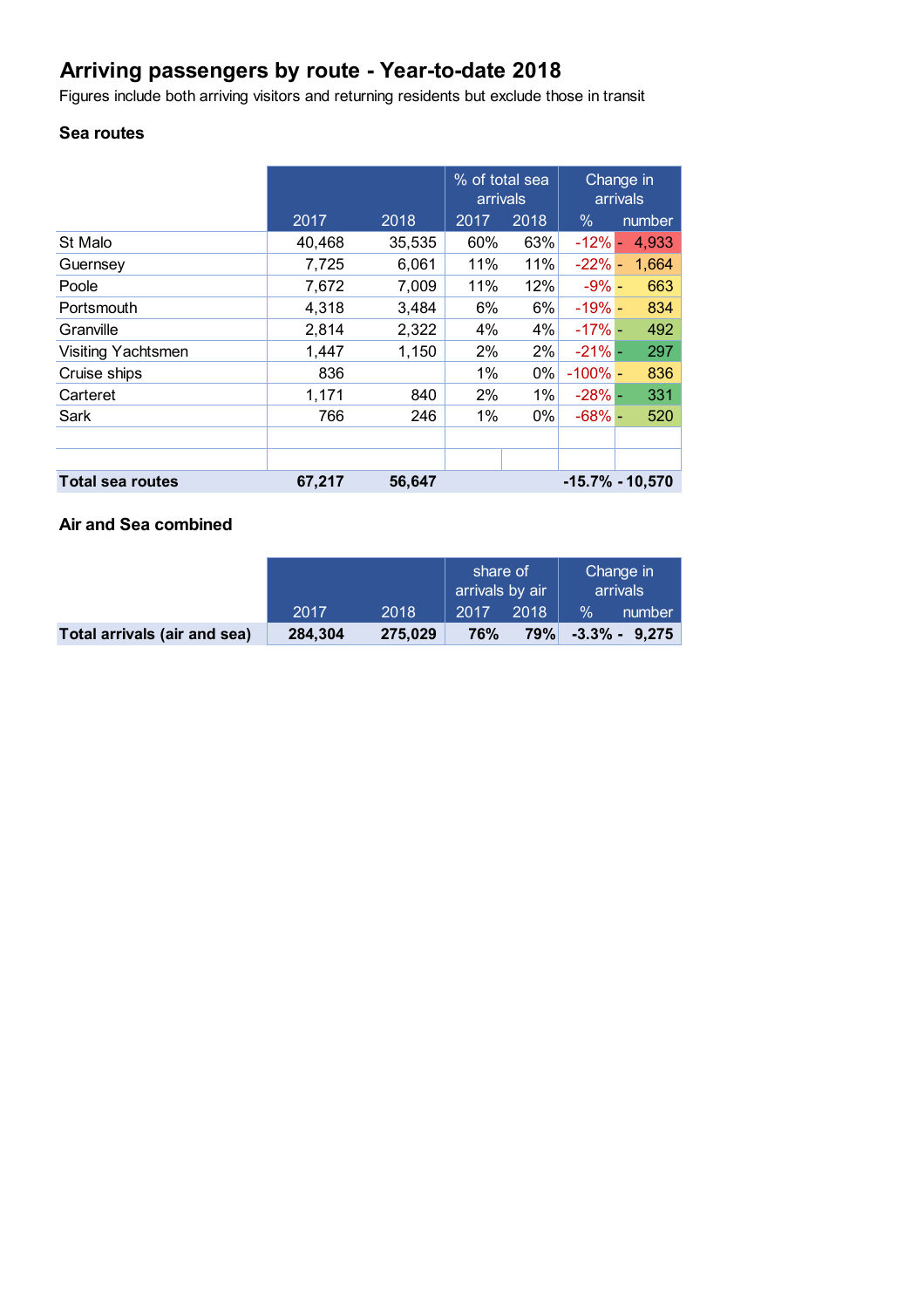# Arriving passengers by route - Year-to-date 2018

Figures include both arriving visitors and returning residents but exclude those in transit

## Sea routes

| | | | % of total sea arrivals | | Change in arrivals | |
|---|---|---|---|---|---|---|
| | 2017 | 2018 | 2017 | 2018 | % | number |
| St Malo | 40,468 | 35,535 | 60% | 63% | -12% | - 4,933 |
| Guernsey | 7,725 | 6,061 | 11% | 11% | -22% | - 1,664 |
| Poole | 7,672 | 7,009 | 11% | 12% | -9% | - 663 |
| Portsmouth | 4,318 | 3,484 | 6% | 6% | -19% | - 834 |
| Granville | 2,814 | 2,322 | 4% | 4% | -17% | - 492 |
| Visiting Yachtsmen | 1,447 | 1,150 | 2% | 2% | -21% | - 297 |
| Cruise ships | 836 | | 1% | 0% | -100% | - 836 |
| Carteret | 1,171 | 840 | 2% | 1% | -28% | - 331 |
| Sark | 766 | 246 | 1% | 0% | -68% | - 520 |
| | | | | | | |
| | | | | | | |
| **Total sea routes** | **67,217** | **56,647** | | | **-15.7%** | **- 10,570** |

## Air and Sea combined

| | | | share of arrivals by air | | Change in arrivals | |
|---|---|---|---|---|---|---|
| | 2017 | 2018 | 2017 | 2018 | % | number |
| **Total arrivals (air and sea)** | **284,304** | **275,029** | **76%** | **79%** | **-3.3%** | **- 9,275** |